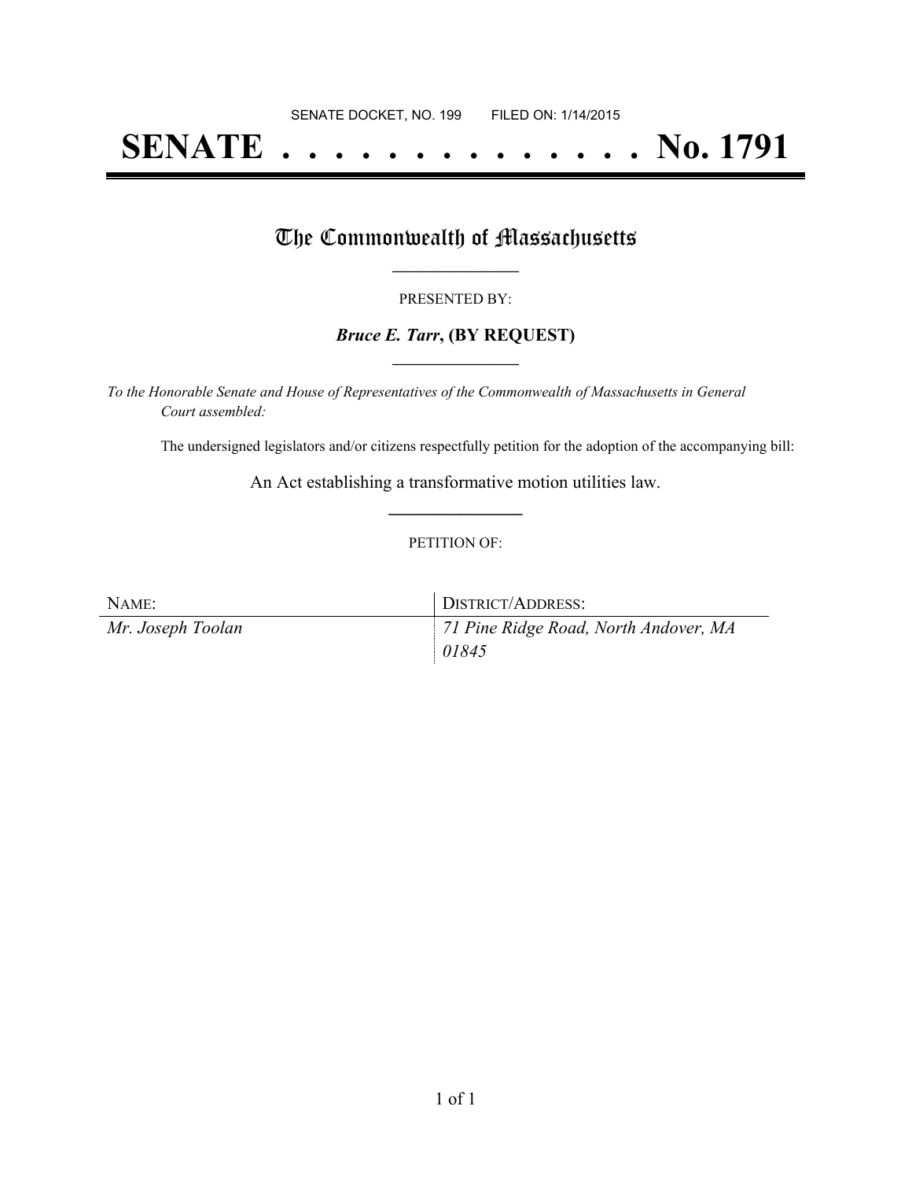SENATE DOCKET, NO. 199        FILED ON: 1/14/2015

# SENATE . . . . . . . . . . . . . . . No. 1791

## The Commonwealth of Massachusetts

PRESENTED BY:

***Bruce E. Tarr*, (BY REQUEST)**

*To the Honorable Senate and House of Representatives of the Commonwealth of Massachusetts in General Court assembled:*

The undersigned legislators and/or citizens respectfully petition for the adoption of the accompanying bill:

An Act establishing a transformative motion utilities law.

PETITION OF:

| NAME: | DISTRICT/ADDRESS: |
| --- | --- |
| *Mr. Joseph Toolan* | *71 Pine Ridge Road, North Andover, MA 01845* |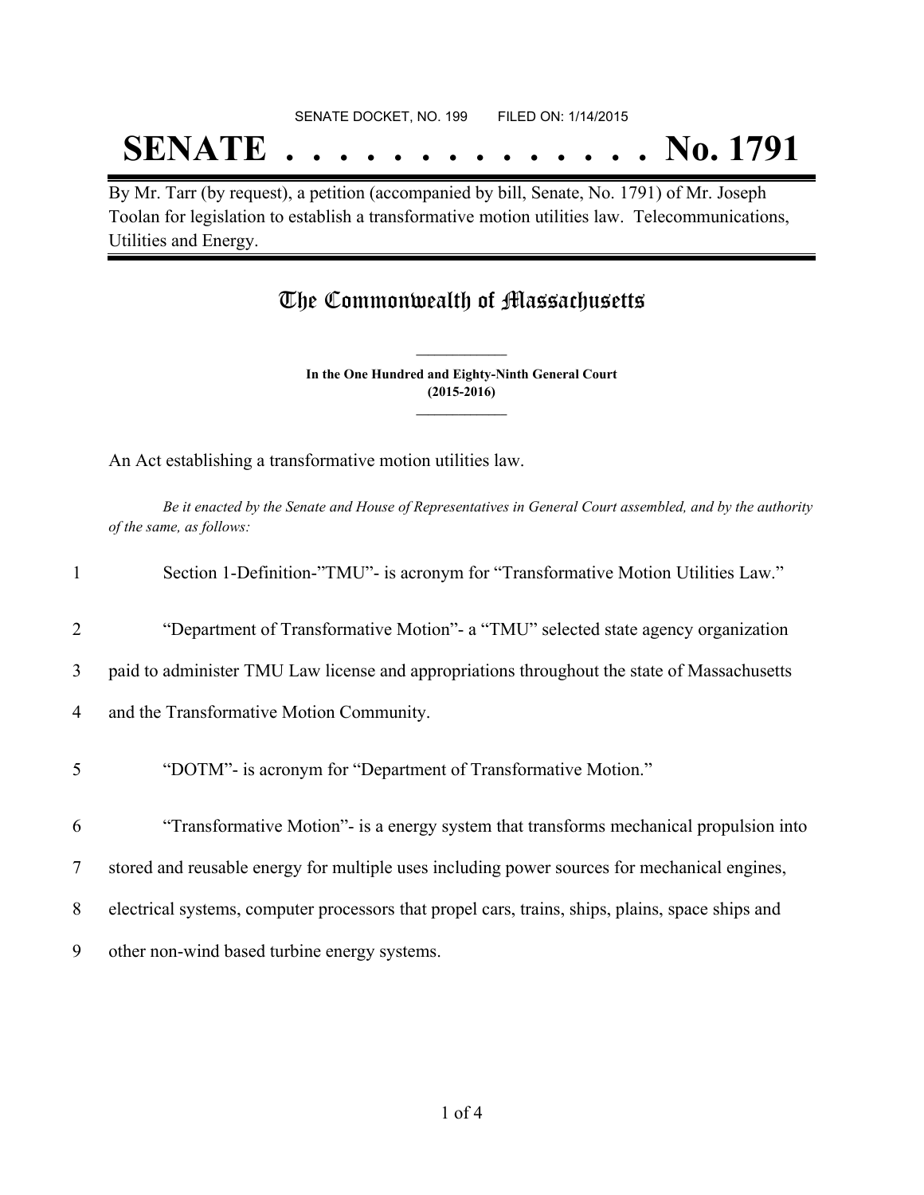SENATE DOCKET, NO. 199        FILED ON: 1/14/2015

# SENATE . . . . . . . . . . . . . . No. 1791

By Mr. Tarr (by request), a petition (accompanied by bill, Senate, No. 1791) of Mr. Joseph Toolan for legislation to establish a transformative motion utilities law. Telecommunications, Utilities and Energy.

## The Commonwealth of Massachusetts

**In the One Hundred and Eighty-Ninth General Court**
**(2015-2016)**

An Act establishing a transformative motion utilities law.

*Be it enacted by the Senate and House of Representatives in General Court assembled, and by the authority of the same, as follows:*

1 Section 1-Definition-"TMU"- is acronym for "Transformative Motion Utilities Law."

2 "Department of Transformative Motion"- a "TMU" selected state agency organization
3 paid to administer TMU Law license and appropriations throughout the state of Massachusetts
4 and the Transformative Motion Community.

5 "DOTM"- is acronym for "Department of Transformative Motion."

6 "Transformative Motion"- is a energy system that transforms mechanical propulsion into
7 stored and reusable energy for multiple uses including power sources for mechanical engines,
8 electrical systems, computer processors that propel cars, trains, ships, plains, space ships and
9 other non-wind based turbine energy systems.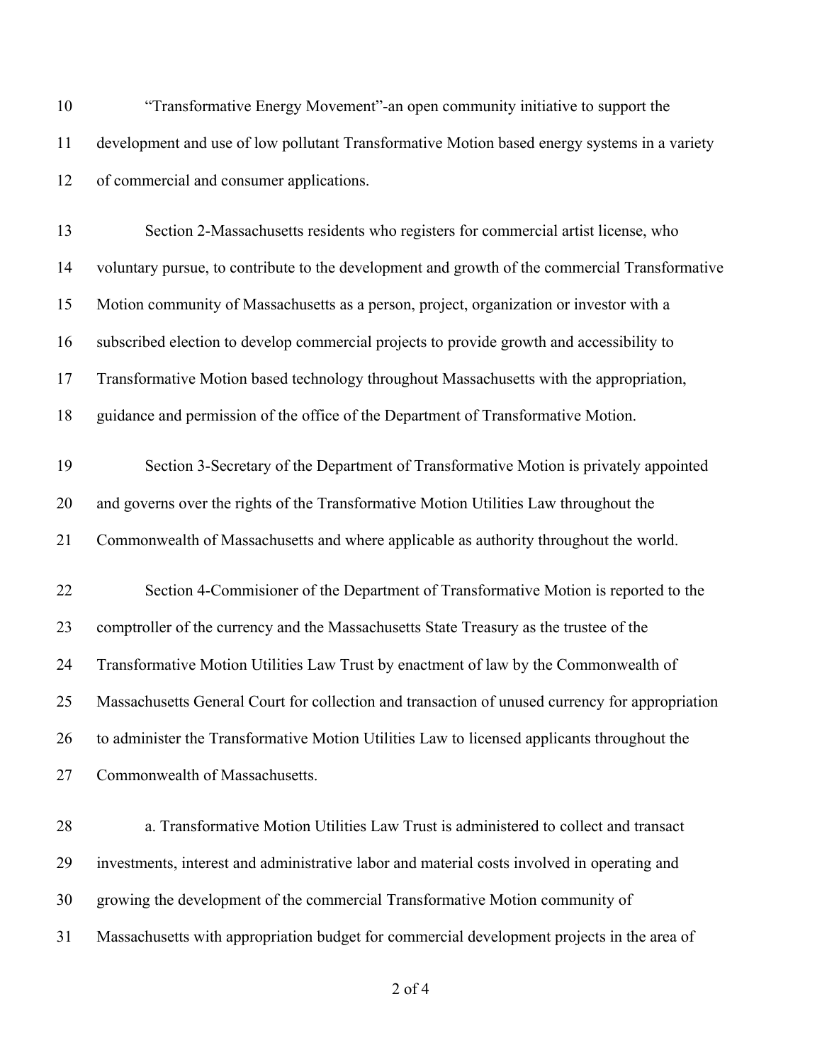"Transformative Energy Movement"-an open community initiative to support the development and use of low pollutant Transformative Motion based energy systems in a variety of commercial and consumer applications.

Section 2-Massachusetts residents who registers for commercial artist license, who voluntary pursue, to contribute to the development and growth of the commercial Transformative Motion community of Massachusetts as a person, project, organization or investor with a subscribed election to develop commercial projects to provide growth and accessibility to Transformative Motion based technology throughout Massachusetts with the appropriation, guidance and permission of the office of the Department of Transformative Motion.

Section 3-Secretary of the Department of Transformative Motion is privately appointed and governs over the rights of the Transformative Motion Utilities Law throughout the Commonwealth of Massachusetts and where applicable as authority throughout the world.

Section 4-Commisioner of the Department of Transformative Motion is reported to the comptroller of the currency and the Massachusetts State Treasury as the trustee of the Transformative Motion Utilities Law Trust by enactment of law by the Commonwealth of Massachusetts General Court for collection and transaction of unused currency for appropriation to administer the Transformative Motion Utilities Law to licensed applicants throughout the Commonwealth of Massachusetts.

a. Transformative Motion Utilities Law Trust is administered to collect and transact investments, interest and administrative labor and material costs involved in operating and growing the development of the commercial Transformative Motion community of Massachusetts with appropriation budget for commercial development projects in the area of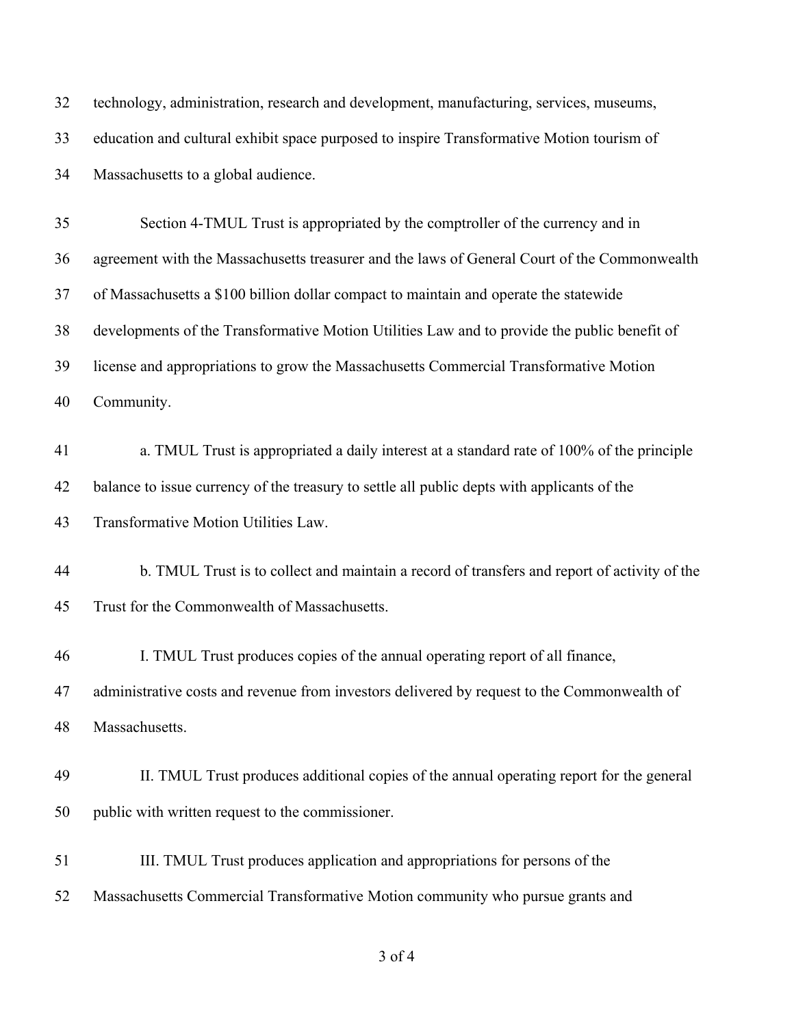technology, administration, research and development, manufacturing, services, museums, education and cultural exhibit space purposed to inspire Transformative Motion tourism of Massachusetts to a global audience.

Section 4-TMUL Trust is appropriated by the comptroller of the currency and in agreement with the Massachusetts treasurer and the laws of General Court of the Commonwealth of Massachusetts a $100 billion dollar compact to maintain and operate the statewide developments of the Transformative Motion Utilities Law and to provide the public benefit of license and appropriations to grow the Massachusetts Commercial Transformative Motion Community.

a. TMUL Trust is appropriated a daily interest at a standard rate of 100% of the principle balance to issue currency of the treasury to settle all public depts with applicants of the Transformative Motion Utilities Law.

b. TMUL Trust is to collect and maintain a record of transfers and report of activity of the Trust for the Commonwealth of Massachusetts.

I. TMUL Trust produces copies of the annual operating report of all finance, administrative costs and revenue from investors delivered by request to the Commonwealth of Massachusetts.

II. TMUL Trust produces additional copies of the annual operating report for the general public with written request to the commissioner.

III. TMUL Trust produces application and appropriations for persons of the Massachusetts Commercial Transformative Motion community who pursue grants and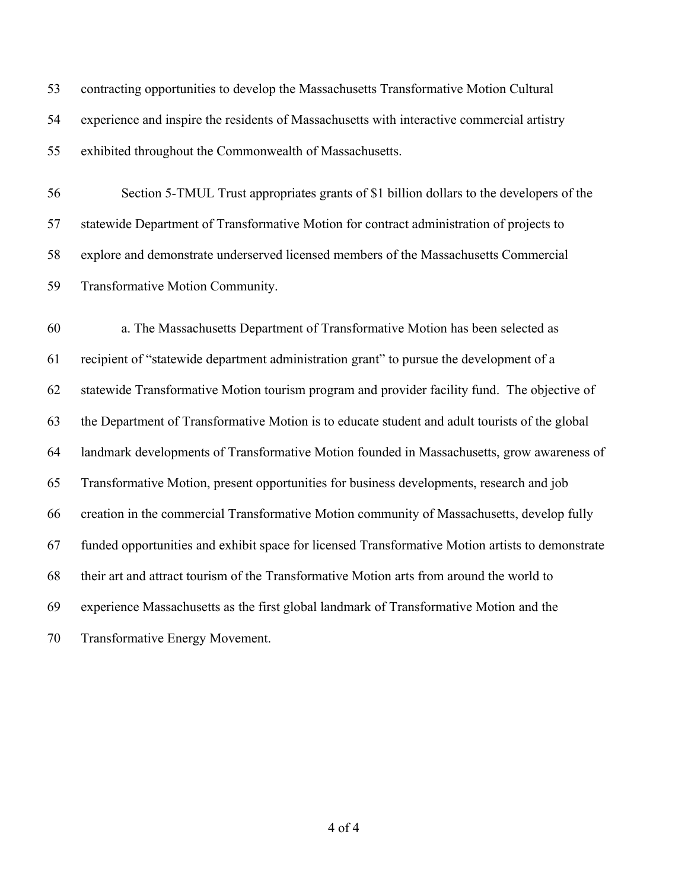contracting opportunities to develop the Massachusetts Transformative Motion Cultural experience and inspire the residents of Massachusetts with interactive commercial artistry exhibited throughout the Commonwealth of Massachusetts.

Section 5-TMUL Trust appropriates grants of $1 billion dollars to the developers of the statewide Department of Transformative Motion for contract administration of projects to explore and demonstrate underserved licensed members of the Massachusetts Commercial Transformative Motion Community.

a. The Massachusetts Department of Transformative Motion has been selected as recipient of "statewide department administration grant" to pursue the development of a statewide Transformative Motion tourism program and provider facility fund. The objective of the Department of Transformative Motion is to educate student and adult tourists of the global landmark developments of Transformative Motion founded in Massachusetts, grow awareness of Transformative Motion, present opportunities for business developments, research and job creation in the commercial Transformative Motion community of Massachusetts, develop fully funded opportunities and exhibit space for licensed Transformative Motion artists to demonstrate their art and attract tourism of the Transformative Motion arts from around the world to experience Massachusetts as the first global landmark of Transformative Motion and the Transformative Energy Movement.